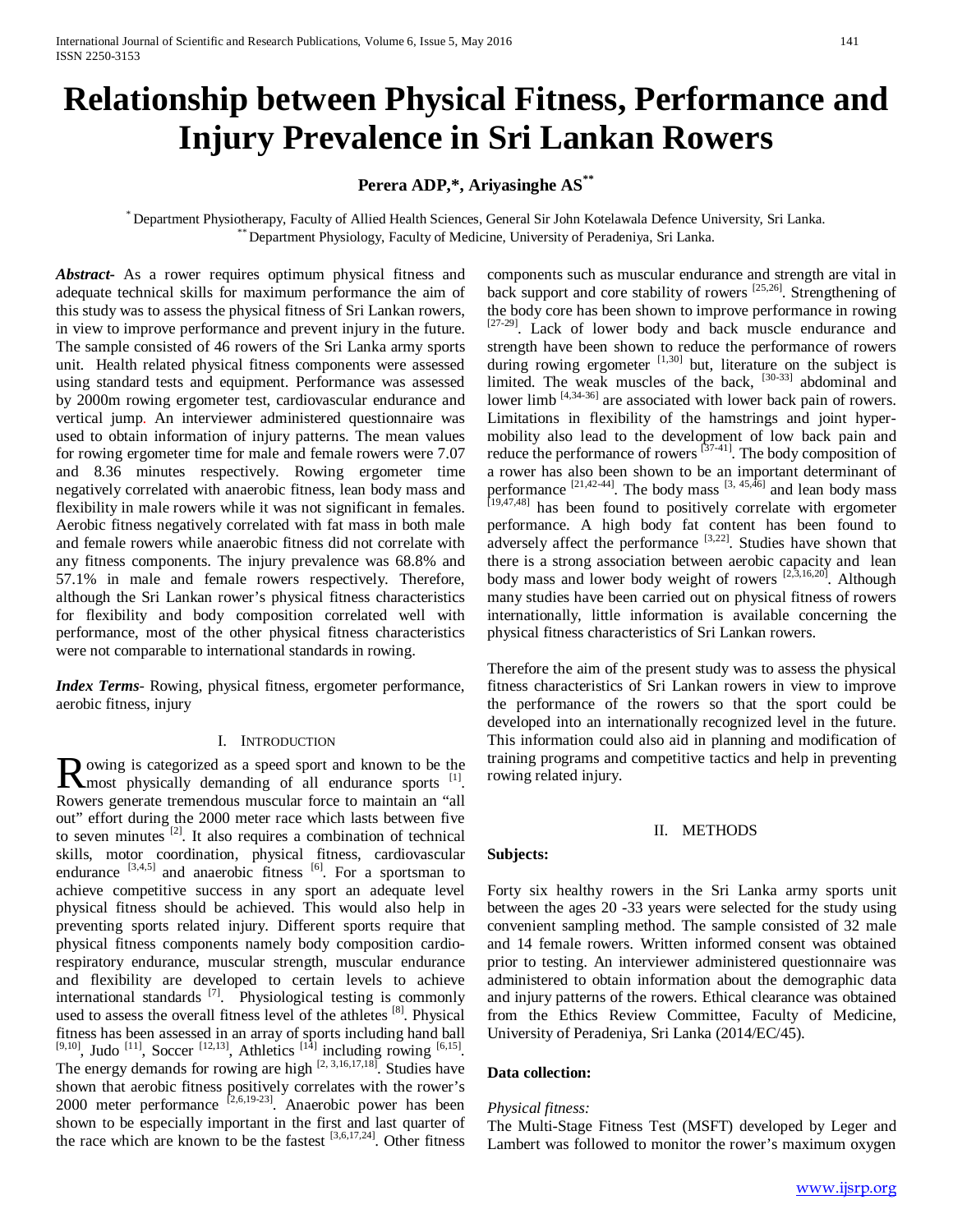# Relationship between Physical Fitness, Performance and Injury Prevalence in Sri Lankan Rowers

**Perera ADP,\*, Ariyasinghe AS\*\***

\* Department Physiotherapy, Faculty of Allied Health Sciences, General Sir John Kotelawala Defence University, Sri Lanka.
\*\* Department Physiology, Faculty of Medicine, University of Peradeniya, Sri Lanka.

***Abstract*-** As a rower requires optimum physical fitness and adequate technical skills for maximum performance the aim of this study was to assess the physical fitness of Sri Lankan rowers, in view to improve performance and prevent injury in the future. The sample consisted of 46 rowers of the Sri Lanka army sports unit. Health related physical fitness components were assessed using standard tests and equipment. Performance was assessed by 2000m rowing ergometer test, cardiovascular endurance and vertical jump. An interviewer administered questionnaire was used to obtain information of injury patterns. The mean values for rowing ergometer time for male and female rowers were 7.07 and 8.36 minutes respectively. Rowing ergometer time negatively correlated with anaerobic fitness, lean body mass and flexibility in male rowers while it was not significant in females. Aerobic fitness negatively correlated with fat mass in both male and female rowers while anaerobic fitness did not correlate with any fitness components. The injury prevalence was 68.8% and 57.1% in male and female rowers respectively. Therefore, although the Sri Lankan rower's physical fitness characteristics for flexibility and body composition correlated well with performance, most of the other physical fitness characteristics were not comparable to international standards in rowing.

***Index Terms*-** Rowing, physical fitness, ergometer performance, aerobic fitness, injury

## I. Introduction

Rowing is categorized as a speed sport and known to be the most physically demanding of all endurance sports [1]. Rowers generate tremendous muscular force to maintain an "all out" effort during the 2000 meter race which lasts between five to seven minutes [2]. It also requires a combination of technical skills, motor coordination, physical fitness, cardiovascular endurance [3,4,5] and anaerobic fitness [6]. For a sportsman to achieve competitive success in any sport an adequate level physical fitness should be achieved. This would also help in preventing sports related injury. Different sports require that physical fitness components namely body composition cardio-respiratory endurance, muscular strength, muscular endurance and flexibility are developed to certain levels to achieve international standards [7]. Physiological testing is commonly used to assess the overall fitness level of the athletes [8]. Physical fitness has been assessed in an array of sports including hand ball [9,10], Judo [11], Soccer [12,13], Athletics [14] including rowing [6,15]. The energy demands for rowing are high [2, 3,16,17,18]. Studies have shown that aerobic fitness positively correlates with the rower's 2000 meter performance [2,6,19-23]. Anaerobic power has been shown to be especially important in the first and last quarter of the race which are known to be the fastest [3,6,17,24]. Other fitness components such as muscular endurance and strength are vital in back support and core stability of rowers [25,26]. Strengthening of the body core has been shown to improve performance in rowing [27-29]. Lack of lower body and back muscle endurance and strength have been shown to reduce the performance of rowers during rowing ergometer [1,30] but, literature on the subject is limited. The weak muscles of the back, [30-33] abdominal and lower limb [4,34-36] are associated with lower back pain of rowers. Limitations in flexibility of the hamstrings and joint hyper-mobility also lead to the development of low back pain and reduce the performance of rowers [37-41]. The body composition of a rower has also been shown to be an important determinant of performance [21,42-44]. The body mass [3, 45,46] and lean body mass [19,47,48] has been found to positively correlate with ergometer performance. A high body fat content has been found to adversely affect the performance [3,22]. Studies have shown that there is a strong association between aerobic capacity and lean body mass and lower body weight of rowers [2,3,16,20]. Although many studies have been carried out on physical fitness of rowers internationally, little information is available concerning the physical fitness characteristics of Sri Lankan rowers.

Therefore the aim of the present study was to assess the physical fitness characteristics of Sri Lankan rowers in view to improve the performance of the rowers so that the sport could be developed into an internationally recognized level in the future. This information could also aid in planning and modification of training programs and competitive tactics and help in preventing rowing related injury.

## II. Methods

**Subjects:**

Forty six healthy rowers in the Sri Lanka army sports unit between the ages 20 -33 years were selected for the study using convenient sampling method. The sample consisted of 32 male and 14 female rowers. Written informed consent was obtained prior to testing. An interviewer administered questionnaire was administered to obtain information about the demographic data and injury patterns of the rowers. Ethical clearance was obtained from the Ethics Review Committee, Faculty of Medicine, University of Peradeniya, Sri Lanka (2014/EC/45).

**Data collection:**

*Physical fitness:*

The Multi-Stage Fitness Test (MSFT) developed by Leger and Lambert was followed to monitor the rower's maximum oxygen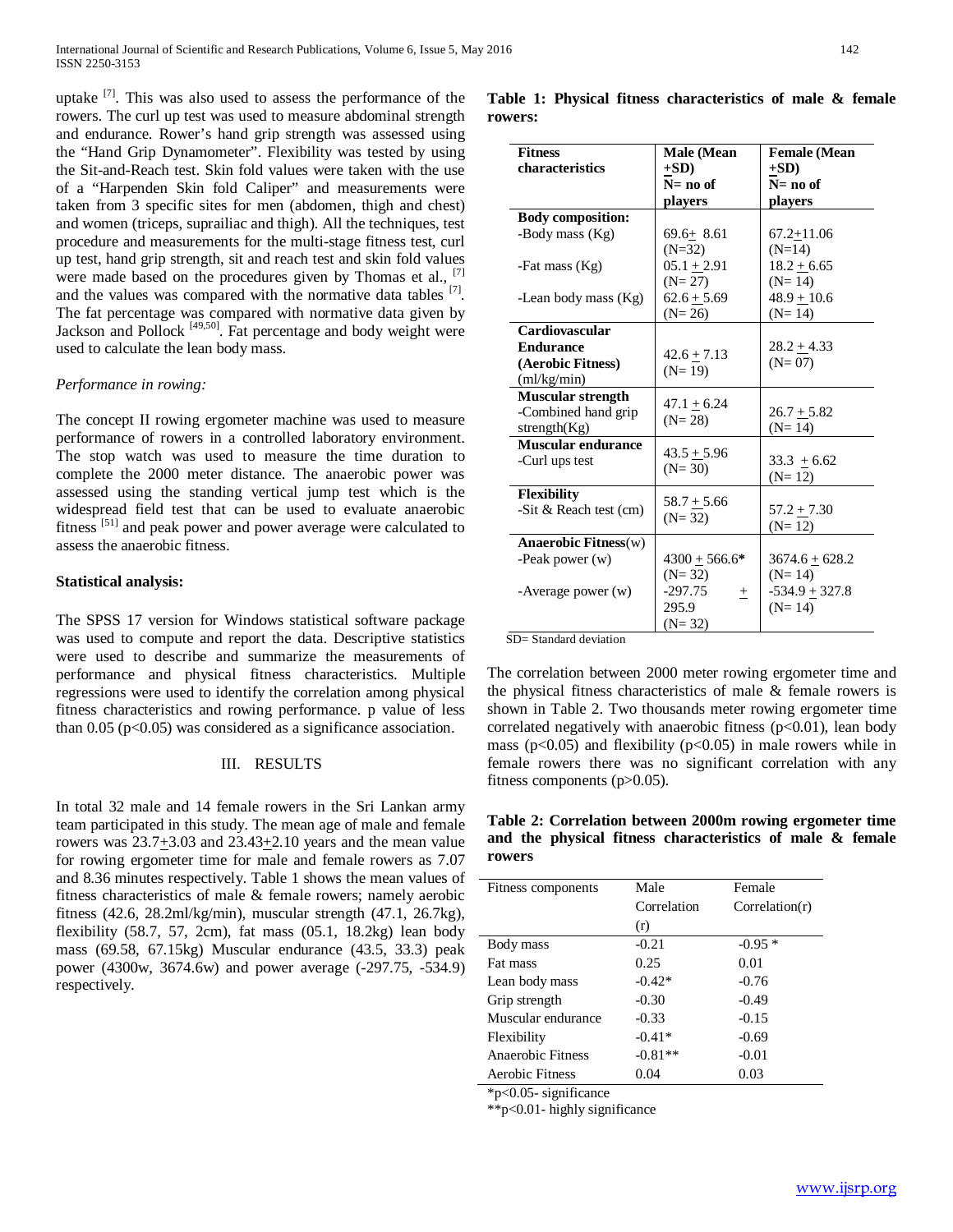uptake [7]. This was also used to assess the performance of the rowers. The curl up test was used to measure abdominal strength and endurance. Rower's hand grip strength was assessed using the "Hand Grip Dynamometer". Flexibility was tested by using the Sit-and-Reach test. Skin fold values were taken with the use of a "Harpenden Skin fold Caliper" and measurements were taken from 3 specific sites for men (abdomen, thigh and chest) and women (triceps, suprailiac and thigh). All the techniques, test procedure and measurements for the multi-stage fitness test, curl up test, hand grip strength, sit and reach test and skin fold values were made based on the procedures given by Thomas et al., [7] and the values was compared with the normative data tables [7]. The fat percentage was compared with normative data given by Jackson and Pollock [49,50]. Fat percentage and body weight were used to calculate the lean body mass.

*Performance in rowing:*

The concept II rowing ergometer machine was used to measure performance of rowers in a controlled laboratory environment. The stop watch was used to measure the time duration to complete the 2000 meter distance. The anaerobic power was assessed using the standing vertical jump test which is the widespread field test that can be used to evaluate anaerobic fitness [51] and peak power and power average were calculated to assess the anaerobic fitness.

**Statistical analysis:**

The SPSS 17 version for Windows statistical software package was used to compute and report the data. Descriptive statistics were used to describe and summarize the measurements of performance and physical fitness characteristics. Multiple regressions were used to identify the correlation among physical fitness characteristics and rowing performance. p value of less than 0.05 ($p<0.05$) was considered as a significance association.

## III. RESULTS

In total 32 male and 14 female rowers in the Sri Lankan army team participated in this study. The mean age of male and female rowers was 23.7±3.03 and 23.43±2.10 years and the mean value for rowing ergometer time for male and female rowers as 7.07 and 8.36 minutes respectively. Table 1 shows the mean values of fitness characteristics of male & female rowers; namely aerobic fitness (42.6, 28.2ml/kg/min), muscular strength (47.1, 26.7kg), flexibility (58.7, 57, 2cm), fat mass (05.1, 18.2kg) lean body mass (69.58, 67.15kg) Muscular endurance (43.5, 33.3) peak power (4300w, 3674.6w) and power average (-297.75, -534.9) respectively.

**Table 1: Physical fitness characteristics of male & female rowers:**

| Fitness characteristics | Male (Mean ±SD) N= no of players | Female (Mean ±SD) N= no of players |
|---|---|---|
| **Body composition:** | | |
| -Body mass (Kg) | 69.6± 8.61 (N=32) | 67.2±11.06 (N=14) |
| -Fat mass (Kg) | 05.1 ± 2.91 (N= 27) | 18.2 ± 6.65 (N= 14) |
| -Lean body mass (Kg) | 62.6 ± 5.69 (N= 26) | 48.9 ± 10.6 (N= 14) |
| **Cardiovascular Endurance (Aerobic Fitness)** (ml/kg/min) | 42.6 ± 7.13 (N= 19) | 28.2 ± 4.33 (N= 07) |
| **Muscular strength** -Combined hand grip strength(Kg) | 47.1 ± 6.24 (N= 28) | 26.7 ± 5.82 (N= 14) |
| **Muscular endurance** -Curl ups test | 43.5 ± 5.96 (N= 30) | 33.3 ± 6.62 (N= 12) |
| **Flexibility** -Sit & Reach test (cm) | 58.7 ± 5.66 (N= 32) | 57.2 ± 7.30 (N= 12) |
| **Anaerobic Fitness**(w) | | |
| -Peak power (w) | 4300 ± 566.6* (N= 32) | 3674.6 ± 628.2 (N= 14) |
| -Average power (w) | -297.75 ± 295.9 (N= 32) | -534.9 ± 327.8 (N= 14) |

SD= Standard deviation

The correlation between 2000 meter rowing ergometer time and the physical fitness characteristics of male & female rowers is shown in Table 2. Two thousands meter rowing ergometer time correlated negatively with anaerobic fitness ($p<0.01$), lean body mass ($p<0.05$) and flexibility ($p<0.05$) in male rowers while in female rowers there was no significant correlation with any fitness components ($p>0.05$).

**Table 2: Correlation between 2000m rowing ergometer time and the physical fitness characteristics of male & female rowers**

| Fitness components | Male Correlation (r) | Female Correlation(r) |
|---|---|---|
| Body mass | -0.21 | -0.95 * |
| Fat mass | 0.25 | 0.01 |
| Lean body mass | -0.42* | -0.76 |
| Grip strength | -0.30 | -0.49 |
| Muscular endurance | -0.33 | -0.15 |
| Flexibility | -0.41* | -0.69 |
| Anaerobic Fitness | -0.81** | -0.01 |
| Aerobic Fitness | 0.04 | 0.03 |

*p<0.05- significance

**p<0.01- highly significance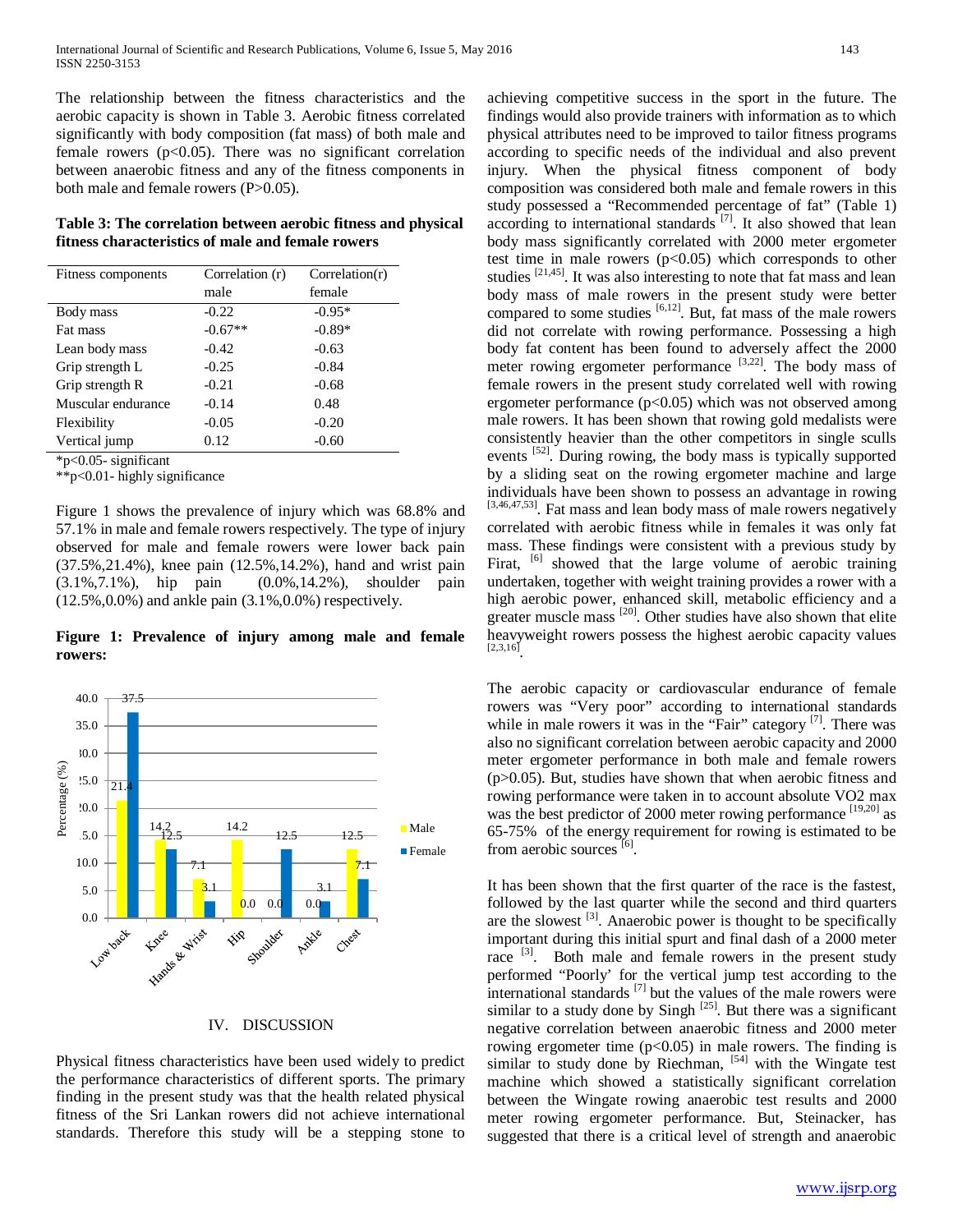The relationship between the fitness characteristics and the aerobic capacity is shown in Table 3. Aerobic fitness correlated significantly with body composition (fat mass) of both male and female rowers ($p<0.05$). There was no significant correlation between anaerobic fitness and any of the fitness components in both male and female rowers ($P>0.05$).

**Table 3: The correlation between aerobic fitness and physical fitness characteristics of male and female rowers**

| Fitness components | Correlation (r) male | Correlation(r) female |
|---|---|---|
| Body mass | -0.22 | -0.95* |
| Fat mass | -0.67** | -0.89* |
| Lean body mass | -0.42 | -0.63 |
| Grip strength L | -0.25 | -0.84 |
| Grip strength R | -0.21 | -0.68 |
| Muscular endurance | -0.14 | 0.48 |
| Flexibility | -0.05 | -0.20 |
| Vertical jump | 0.12 | -0.60 |

*p<0.05- significant
**p<0.01- highly significance

Figure 1 shows the prevalence of injury which was 68.8% and 57.1% in male and female rowers respectively. The type of injury observed for male and female rowers were lower back pain (37.5%,21.4%), knee pain (12.5%,14.2%), hand and wrist pain (3.1%,7.1%), hip pain (0.0%,14.2%), shoulder pain (12.5%,0.0%) and ankle pain (3.1%,0.0%) respectively.

**Figure 1: Prevalence of injury among male and female rowers:**

| Injury site | Male (%) | Female (%) |
|---|---|---|
| Low back | 21.4 | 37.5 |
| Knee | 14.2 | 12.5 |
| Hands & Wrist | 7.1 | 3.1 |
| Hip | 14.2 | 0.0 |
| Shoulder | 0.0 | 12.5 |
| Ankle | 0.0 | 3.1 |
| Chest | 12.5 | 7.1 |

## IV. DISCUSSION

Physical fitness characteristics have been used widely to predict the performance characteristics of different sports. The primary finding in the present study was that the health related physical fitness of the Sri Lankan rowers did not achieve international standards. Therefore this study will be a stepping stone to achieving competitive success in the sport in the future. The findings would also provide trainers with information as to which physical attributes need to be improved to tailor fitness programs according to specific needs of the individual and also prevent injury. When the physical fitness component of body composition was considered both male and female rowers in this study possessed a "Recommended percentage of fat" (Table 1) according to international standards [7]. It also showed that lean body mass significantly correlated with 2000 meter ergometer test time in male rowers ($p<0.05$) which corresponds to other studies [21,45]. It was also interesting to note that fat mass and lean body mass of male rowers in the present study were better compared to some studies [6,12]. But, fat mass of the male rowers did not correlate with rowing performance. Possessing a high body fat content has been found to adversely affect the 2000 meter rowing ergometer performance [3,22]. The body mass of female rowers in the present study correlated well with rowing ergometer performance ($p<0.05$) which was not observed among male rowers. It has been shown that rowing gold medalists were consistently heavier than the other competitors in single sculls events [52]. During rowing, the body mass is typically supported by a sliding seat on the rowing ergometer machine and large individuals have been shown to possess an advantage in rowing [3,46,47,53]. Fat mass and lean body mass of male rowers negatively correlated with aerobic fitness while in females it was only fat mass. These findings were consistent with a previous study by Firat, [6] showed that the large volume of aerobic training undertaken, together with weight training provides a rower with a high aerobic power, enhanced skill, metabolic efficiency and a greater muscle mass [20]. Other studies have also shown that elite heavyweight rowers possess the highest aerobic capacity values [2,3,16].

The aerobic capacity or cardiovascular endurance of female rowers was "Very poor" according to international standards while in male rowers it was in the "Fair" category [7]. There was also no significant correlation between aerobic capacity and 2000 meter ergometer performance in both male and female rowers ($p>0.05$). But, studies have shown that when aerobic fitness and rowing performance were taken in to account absolute VO2 max was the best predictor of 2000 meter rowing performance [19,20] as 65-75% of the energy requirement for rowing is estimated to be from aerobic sources [6].

It has been shown that the first quarter of the race is the fastest, followed by the last quarter while the second and third quarters are the slowest [3]. Anaerobic power is thought to be specifically important during this initial spurt and final dash of a 2000 meter race [3]. Both male and female rowers in the present study performed "Poorly' for the vertical jump test according to the international standards [7] but the values of the male rowers were similar to a study done by Singh [25]. But there was a significant negative correlation between anaerobic fitness and 2000 meter rowing ergometer time ($p<0.05$) in male rowers. The finding is similar to study done by Riechman, [54] with the Wingate test machine which showed a statistically significant correlation between the Wingate rowing anaerobic test results and 2000 meter rowing ergometer performance. But, Steinacker, has suggested that there is a critical level of strength and anaerobic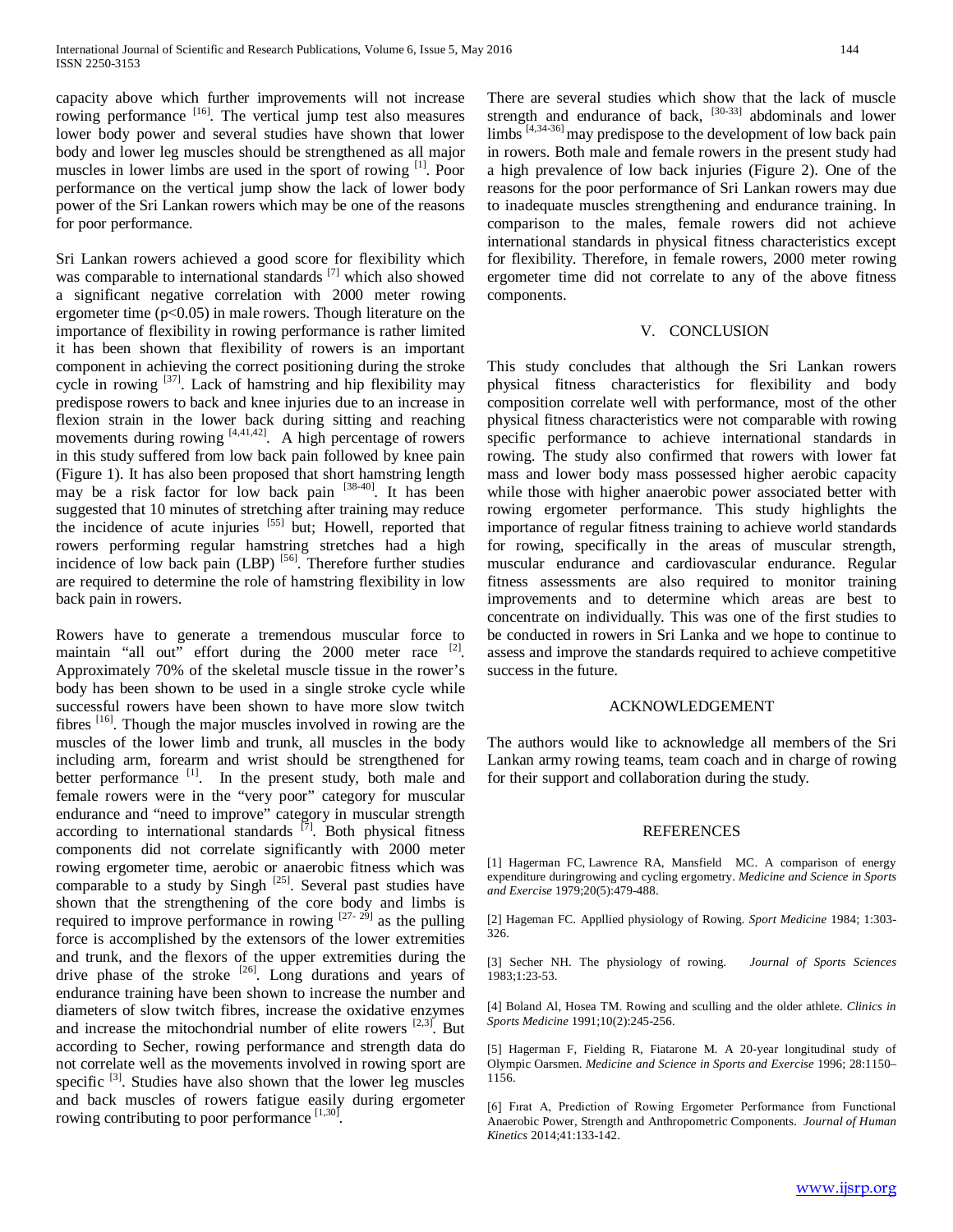capacity above which further improvements will not increase rowing performance [16]. The vertical jump test also measures lower body power and several studies have shown that lower body and lower leg muscles should be strengthened as all major muscles in lower limbs are used in the sport of rowing [1]. Poor performance on the vertical jump show the lack of lower body power of the Sri Lankan rowers which may be one of the reasons for poor performance.

Sri Lankan rowers achieved a good score for flexibility which was comparable to international standards [7] which also showed a significant negative correlation with 2000 meter rowing ergometer time ($p<0.05$) in male rowers. Though literature on the importance of flexibility in rowing performance is rather limited it has been shown that flexibility of rowers is an important component in achieving the correct positioning during the stroke cycle in rowing [37]. Lack of hamstring and hip flexibility may predispose rowers to back and knee injuries due to an increase in flexion strain in the lower back during sitting and reaching movements during rowing [4,41,42]. A high percentage of rowers in this study suffered from low back pain followed by knee pain (Figure 1). It has also been proposed that short hamstring length may be a risk factor for low back pain [38-40]. It has been suggested that 10 minutes of stretching after training may reduce the incidence of acute injuries [55] but; Howell, reported that rowers performing regular hamstring stretches had a high incidence of low back pain (LBP) [56]. Therefore further studies are required to determine the role of hamstring flexibility in low back pain in rowers.

Rowers have to generate a tremendous muscular force to maintain "all out" effort during the 2000 meter race [2]. Approximately 70% of the skeletal muscle tissue in the rower's body has been shown to be used in a single stroke cycle while successful rowers have been shown to have more slow twitch fibres [16]. Though the major muscles involved in rowing are the muscles of the lower limb and trunk, all muscles in the body including arm, forearm and wrist should be strengthened for better performance [1]. In the present study, both male and female rowers were in the "very poor" category for muscular endurance and "need to improve" category in muscular strength according to international standards [7]. Both physical fitness components did not correlate significantly with 2000 meter rowing ergometer time, aerobic or anaerobic fitness which was comparable to a study by Singh [25]. Several past studies have shown that the strengthening of the core body and limbs is required to improve performance in rowing [27- 29] as the pulling force is accomplished by the extensors of the lower extremities and trunk, and the flexors of the upper extremities during the drive phase of the stroke [26]. Long durations and years of endurance training have been shown to increase the number and diameters of slow twitch fibres, increase the oxidative enzymes and increase the mitochondrial number of elite rowers [2,3]. But according to Secher, rowing performance and strength data do not correlate well as the movements involved in rowing sport are specific [3]. Studies have also shown that the lower leg muscles and back muscles of rowers fatigue easily during ergometer rowing contributing to poor performance [1,30].

There are several studies which show that the lack of muscle strength and endurance of back, [30-33] abdominals and lower limbs [4,34-36] may predispose to the development of low back pain in rowers. Both male and female rowers in the present study had a high prevalence of low back injuries (Figure 2). One of the reasons for the poor performance of Sri Lankan rowers may due to inadequate muscles strengthening and endurance training. In comparison to the males, female rowers did not achieve international standards in physical fitness characteristics except for flexibility. Therefore, in female rowers, 2000 meter rowing ergometer time did not correlate to any of the above fitness components.

## V. CONCLUSION

This study concludes that although the Sri Lankan rowers physical fitness characteristics for flexibility and body composition correlate well with performance, most of the other physical fitness characteristics were not comparable with rowing specific performance to achieve international standards in rowing. The study also confirmed that rowers with lower fat mass and lower body mass possessed higher aerobic capacity while those with higher anaerobic power associated better with rowing ergometer performance. This study highlights the importance of regular fitness training to achieve world standards for rowing, specifically in the areas of muscular strength, muscular endurance and cardiovascular endurance. Regular fitness assessments are also required to monitor training improvements and to determine which areas are best to concentrate on individually. This was one of the first studies to be conducted in rowers in Sri Lanka and we hope to continue to assess and improve the standards required to achieve competitive success in the future.

## ACKNOWLEDGEMENT

The authors would like to acknowledge all members of the Sri Lankan army rowing teams, team coach and in charge of rowing for their support and collaboration during the study.

## REFERENCES

[1] Hagerman FC, Lawrence RA, Mansfield MC. A comparison of energy expenditure duringrowing and cycling ergometry. *Medicine and Science in Sports and Exercise* 1979;20(5):479-488.

[2] Hageman FC. Appllied physiology of Rowing. *Sport Medicine* 1984; 1:303-326.

[3] Secher NH. The physiology of rowing. *Journal of Sports Sciences* 1983;1:23-53.

[4] Boland Al, Hosea TM. Rowing and sculling and the older athlete. *Clinics in Sports Medicine* 1991;10(2):245-256.

[5] Hagerman F, Fielding R, Fiatarone M. A 20-year longitudinal study of Olympic Oarsmen. *Medicine and Science in Sports and Exercise* 1996; 28:1150–1156.

[6] Fırat A, Prediction of Rowing Ergometer Performance from Functional Anaerobic Power, Strength and Anthropometric Components. *Journal of Human Kinetics* 2014;41:133-142.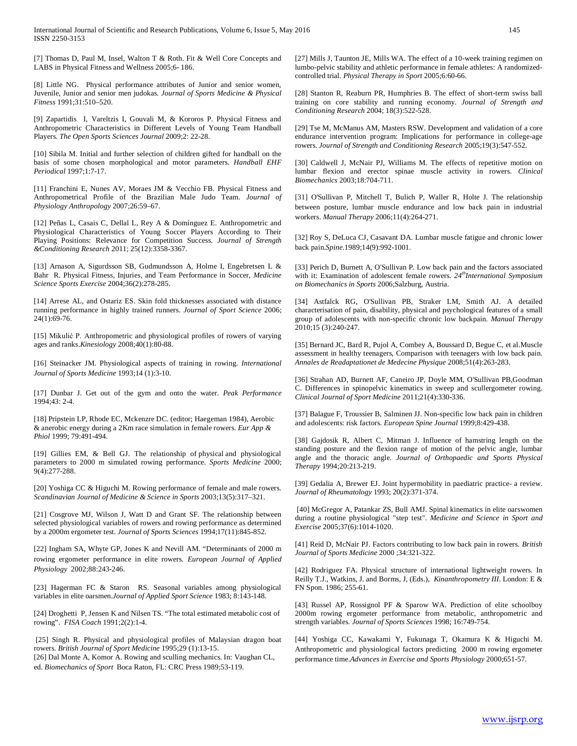[7] Thomas D, Paul M, Insel, Walton T & Roth. Fit & Well Core Concepts and LABS in Physical Fitness and Wellness 2005;6- 186.

[8] Little NG. Physical performance attributes of Junior and senior women, Juvenile, Junior and senior men judokas. *Journal of Sports Medicine & Physical Fitness* 1991;31:510–520.

[9] Zapartidis I, Vareltzis I, Gouvali M, & Kororos P. Physical Fitness and Anthropometric Characteristics in Different Levels of Young Team Handball Players. *The Open Sports Sciences Journal* 2009;2: 22-28.

[10] Sibila M. Initial and further selection of children gifted for handball on the basis of some chosen morphological and motor parameters. *Handball EHF Periodical* 1997;1:7-17.

[11] Franchini E, Nunes AV, Moraes JM & Vecchio FB. Physical Fitness and Anthropometrical Profile of the Brazilian Male Judo Team. *Journal of Physiology Anthropology* 2007;26:59–67.

[12] Peñas L, Casais C, Dellal L, Rey A & Domínguez E. Anthropometric and Physiological Characteristics of Young Soccer Players According to Their Playing Positions: Relevance for Competition Success. *Journal of Strength &Conditioning Research* 2011; 25(12):3358-3367.

[13] Arnason A, Sigurdsson SB, Gudmundsson A, Holme I, Engebretsen L & Bahr R. Physical Fitness, Injuries, and Team Performance in Soccer, *Medicine Science Sports Exercise* 2004;36(2):278-285.

[14] Arrese AL, and Ostariz ES. Skin fold thicknesses associated with distance running performance in highly trained runners. *Journal of Sport Science* 2006; 24(1):69-76.

[15] Mikulić P. Anthropometric and physiological profiles of rowers of varying ages and ranks.*Kinesiology* 2008;40(1):80-88.

[16] Steinacker JM. Physiological aspects of training in rowing. *International Journal of Sports Medicine* 1993;14 (1):3-10.

[17] Dunbar J. Get out of the gym and onto the water. *Peak Performance* 1994;43: 2-4.

[18] Pripstein LP, Rhode EC, Mckenzre DC. (editor; Haegeman 1984), Aerobic & anerobic energy during a 2Km race simulation in female rowers. *Eur App & Phiol* 1999; 79:491-494.

[19] Gillies EM, & Bell GJ. The relationship of physical and physiological parameters to 2000 m simulated rowing performance. *Sports Medicine* 2000; 9(4):277-288.

[20] Yoshiga CC & Higuchi M. Rowing performance of female and male rowers. *Scandinavian Journal of Medicine & Science in Sports* 2003;13(5):317–321.

[21] Cosgrove MJ, Wilson J, Watt D and Grant SF. The relationship between selected physiological variables of rowers and rowing performance as determined by a 2000m ergometer test. *Journal of Sports Sciences* 1994;17(11):845-852.

[22] Ingham SA, Whyte GP, Jones K and Nevill AM. "Determinants of 2000 m rowing ergometer performance in elite rowers. *European Journal of Applied Physiology* 2002;88:243-246.

[23] Hagerman FC & Staron RS. Seasonal variables among physiological variables in elite oarsmen.*Journal of Applied Sport Science* 1983; 8:143-148.

[24] Droghetti P, Jensen K and Nilsen TS. "The total estimated metabolic cost of rowing". *FISA Coach* 1991;2(2):1-4.

[25] Singh R. Physical and physiological profiles of Malaysian dragon boat rowers. *British Journal of Sport Medicine* 1995;29 (1):13-15.

[26] Dal Monte A, Komor A. Rowing and sculling mechanics. In: Vaughan CL, ed. *Biomechanics of Sport* Boca Raton, FL: CRC Press 1989;53-119.

[27] Mills J, Taunton JE, Mills WA. The effect of a 10-week training regimen on lumbo-pelvic stability and athletic performance in female athletes: A randomized-controlled trial. *Physical Therapy in Sport* 2005;6:60-66.

[28] Stanton R, Reaburn PR, Humphries B. The effect of short-term swiss ball training on core stability and running economy. *Journal of Strength and Conditioning Research* 2004; 18(3):522-528.

[29] Tse M, McManus AM, Masters RSW. Development and validation of a core endurance intervention program: Implications for performance in college-age rowers. *Journal of Strength and Conditioning Research* 2005;19(3):547-552.

[30] Caldwell J, McNair PJ, Williams M. The effects of repetitive motion on lumbar flexion and erector spinae muscle activity in rowers. *Clinical Biomechanics* 2003;18:704-711.

[31] O'Sullivan P, Mitchell T, Bulich P, Waller R, Holte J. The relationship between posture, lumbar muscle endurance and low back pain in industrial workers. *Manual Therapy* 2006;11(4):264-271.

[32] Roy S, DeLuca CJ, Casavant DA. Lumbar muscle fatigue and chronic lower back pain.*Spine.*1989;14(9):992-1001.

[33] Perich D, Burnett A, O'Sullivan P. Low back pain and the factors associated with it: Examination of adolescent female rowers. *24th International Symposium on Biomechanics in Sports* 2006;Salzburg, Austria.

[34] Astfalck RG, O'Sullivan PB, Straker LM, Smith AJ. A detailed characterisation of pain, disability, physical and psychological features of a small group of adolescents with non-specific chronic low backpain. *Manual Therapy* 2010;15 (3):240-247.

[35] Bernard JC, Bard R, Pujol A, Combey A, Boussard D, Begue C, et al.Muscle assessment in healthy teenagers, Comparison with teenagers with low back pain. *Annales de Readaptationet de Medecine Physique* 2008;51(4):263-283.

[36] Strahan AD, Burnett AF, Caneiro JP, Doyle MM, O'Sullivan PB,Goodman C. Differences in spinopelvic kinematics in sweep and scullergometer rowing. *Clinical Journal of Sport Medicine* 2011;21(4):330-336.

[37] Balague F, Troussier B, Salminen JJ. Non-specific low back pain in children and adolescents: risk factors. *European Spine Journal* 1999;8:429-438.

[38] Gajdosik R, Albert C, Mitman J. Influence of hamstring length on the standing posture and the flexion range of motion of the pelvic angle, lumbar angle and the thoracic angle. *Journal of Orthopaedic and Sports Physical Therapy* 1994;20:213-219.

[39] Gedalia A, Brewer EJ. Joint hypermobility in paediatric practice- a review. *Journal of Rheumatology* 1993; 20(2):371-374.

[40] McGregor A, Patankar ZS, Bull AMJ. Spinal kinematics in elite oarswomen during a routine physiological "step test". *Medicine and Science in Sport and Exercise* 2005;37(6):1014-1020.

[41] Reid D, McNair PJ. Factors contributing to low back pain in rowers. *British Journal of Sports Medicine* 2000 ;34:321-322.

[42] Rodriguez FA. Physical structure of international lightweight rowers. In Reilly T.J., Watkins, J. and Borms, J, (Eds.), *Kinanthropometry III*. London: E & FN Spon. 1986; 255-61.

[43] Russel AP, Rossignol PF & Sparow WA. Prediction of elite schoolboy 2000m rowing ergometer performance from metabolic, anthropometric and strength variables. *Journal of Sports Sciences* 1998; 16:749-754.

[44] Yoshiga CC, Kawakami Y, Fukunaga T, Okamura K & Higuchi M. Anthropometric and physiological factors predicting 2000 m rowing ergometer performance time.*Advances in Exercise and Sports Physiology* 2000;651-57.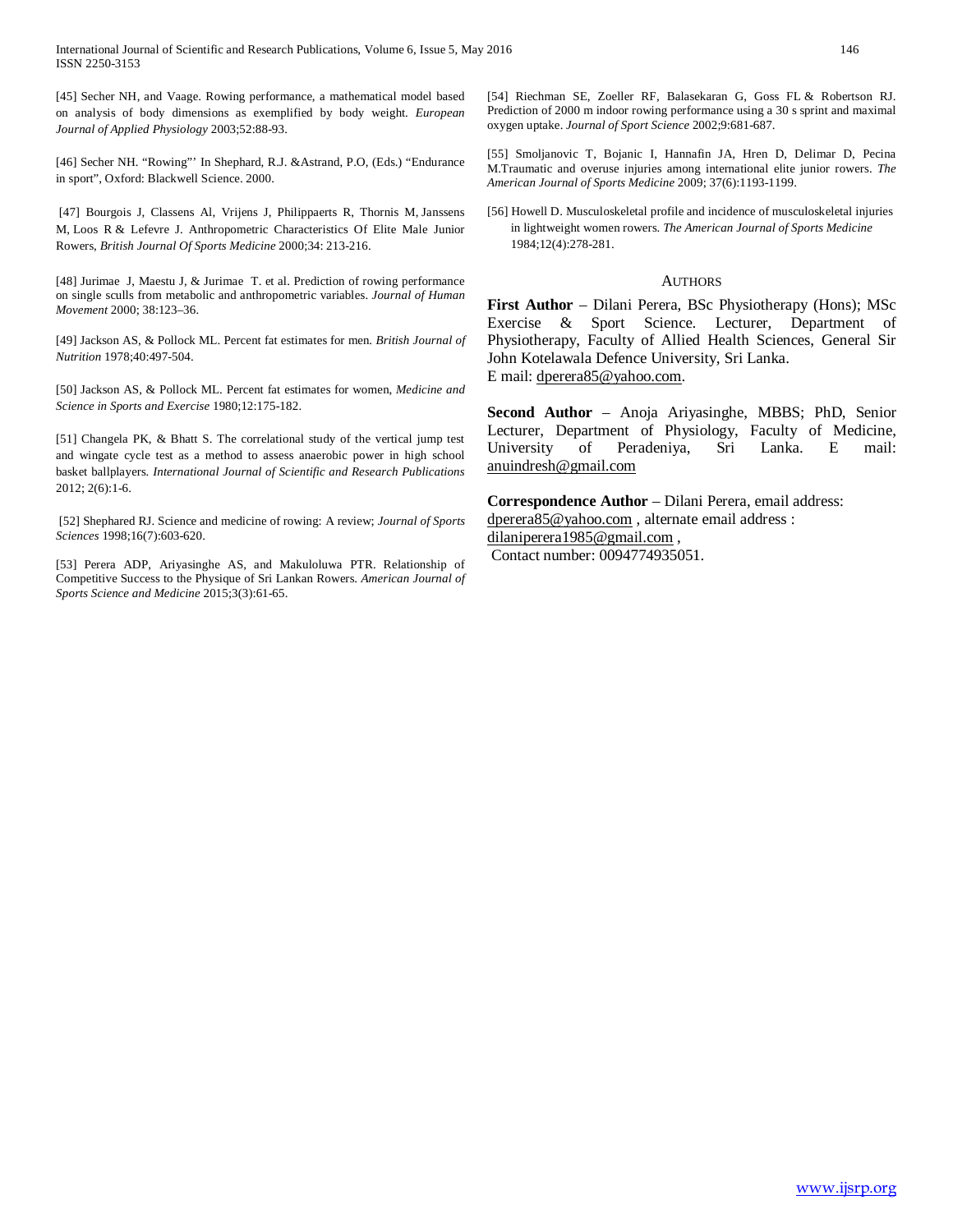[45] Secher NH, and Vaage. Rowing performance, a mathematical model based on analysis of body dimensions as exemplified by body weight. *European Journal of Applied Physiology* 2003;52:88-93.

[46] Secher NH. "Rowing"' In Shephard, R.J. &Astrand, P.O, (Eds.) "Endurance in sport", Oxford: Blackwell Science. 2000.

[47] Bourgois J, Classens Al, Vrijens J, Philippaerts R, Thornis M, Janssens M, Loos R & Lefevre J. Anthropometric Characteristics Of Elite Male Junior Rowers, *British Journal Of Sports Medicine* 2000;34: 213-216.

[48] Jurimae J, Maestu J, & Jurimae T. et al. Prediction of rowing performance on single sculls from metabolic and anthropometric variables. *Journal of Human Movement* 2000; 38:123–36.

[49] Jackson AS, & Pollock ML. Percent fat estimates for men. *British Journal of Nutrition* 1978;40:497-504.

[50] Jackson AS, & Pollock ML. Percent fat estimates for women, *Medicine and Science in Sports and Exercise* 1980;12:175-182.

[51] Changela PK, & Bhatt S. The correlational study of the vertical jump test and wingate cycle test as a method to assess anaerobic power in high school basket ballplayers. *International Journal of Scientific and Research Publications* 2012; 2(6):1-6.

[52] Shephared RJ. Science and medicine of rowing: A review; *Journal of Sports Sciences* 1998;16(7):603-620.

[53] Perera ADP, Ariyasinghe AS, and Makuloluwa PTR. Relationship of Competitive Success to the Physique of Sri Lankan Rowers. *American Journal of Sports Science and Medicine* 2015;3(3):61-65.

[54] Riechman SE, Zoeller RF, Balasekaran G, Goss FL & Robertson RJ. Prediction of 2000 m indoor rowing performance using a 30 s sprint and maximal oxygen uptake. *Journal of Sport Science* 2002;9:681-687.

[55] Smoljanovic T, Bojanic I, Hannafin JA, Hren D, Delimar D, Pecina M.Traumatic and overuse injuries among international elite junior rowers. *The American Journal of Sports Medicine* 2009; 37(6):1193-1199.

[56] Howell D. Musculoskeletal profile and incidence of musculoskeletal injuries in lightweight women rowers. *The American Journal of Sports Medicine* 1984;12(4):278-281.

## AUTHORS

**First Author** – Dilani Perera, BSc Physiotherapy (Hons); MSc Exercise & Sport Science. Lecturer, Department of Physiotherapy, Faculty of Allied Health Sciences, General Sir John Kotelawala Defence University, Sri Lanka.
E mail: dperera85@yahoo.com.

**Second Author** – Anoja Ariyasinghe, MBBS; PhD, Senior Lecturer, Department of Physiology, Faculty of Medicine, University of Peradeniya, Sri Lanka. E mail: anuindresh@gmail.com

**Correspondence Author** – Dilani Perera, email address: dperera85@yahoo.com , alternate email address : dilaniperera1985@gmail.com ,
Contact number: 0094774935051.